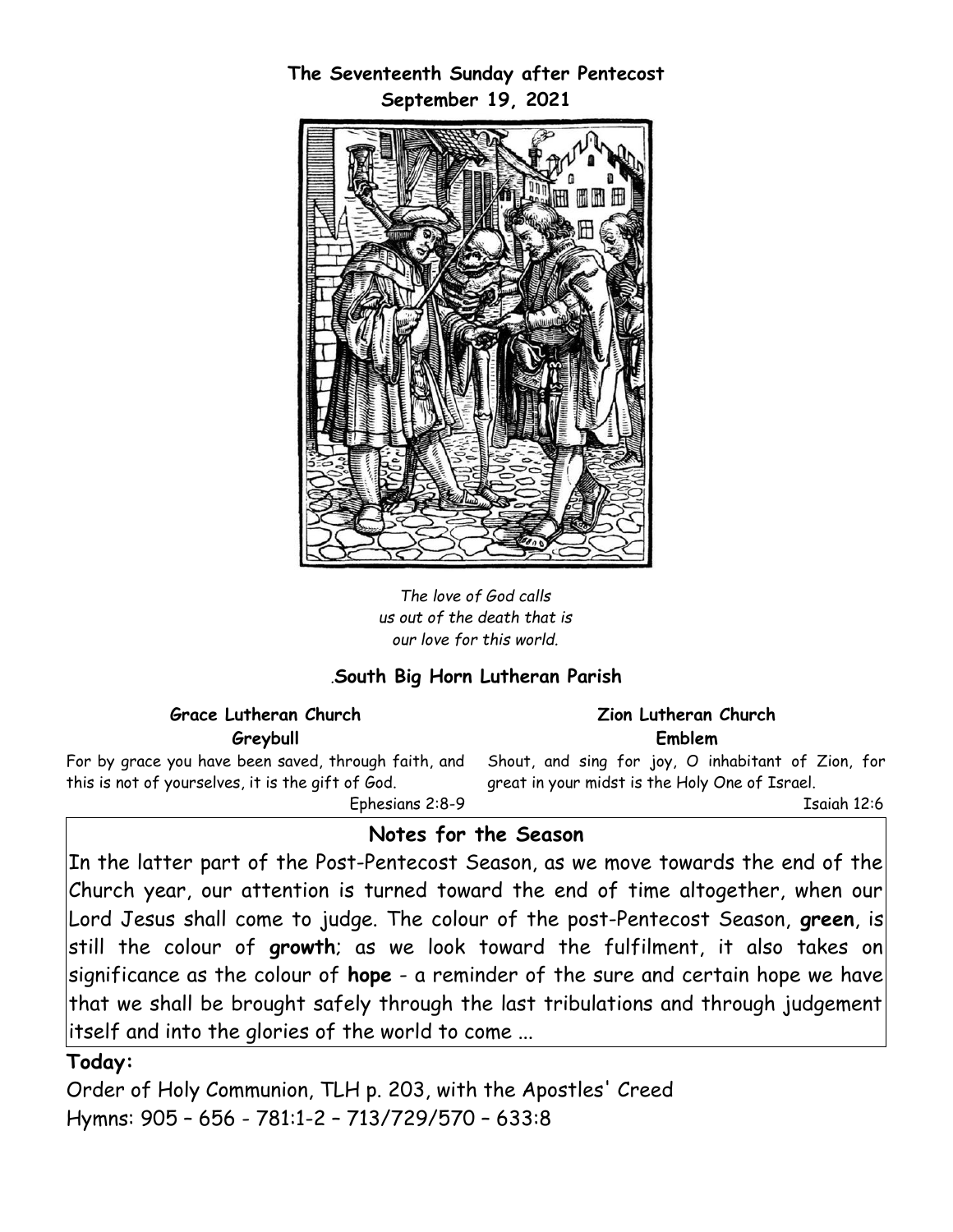**The Seventeenth Sunday after Pentecost**
**September 19, 2021**

*The love of God calls*
*us out of the death that is*
*our love for this world.*

.**South Big Horn Lutheran Parish**

**Grace Lutheran Church**
**Greybull**

For by grace you have been saved, through faith, and this is not of yourselves, it is the gift of God.
Ephesians 2:8-9

**Zion Lutheran Church**
**Emblem**

Shout, and sing for joy, O inhabitant of Zion, for great in your midst is the Holy One of Israel.
Isaiah 12:6

## Notes for the Season

In the latter part of the Post-Pentecost Season, as we move towards the end of the Church year, our attention is turned toward the end of time altogether, when our Lord Jesus shall come to judge. The colour of the post-Pentecost Season, **green**, is still the colour of **growth**; as we look toward the fulfilment, it also takes on significance as the colour of **hope** - a reminder of the sure and certain hope we have that we shall be brought safely through the last tribulations and through judgement itself and into the glories of the world to come ...

**Today:**

Order of Holy Communion, TLH p. 203, with the Apostles' Creed
Hymns: 905 – 656 - 781:1-2 – 713/729/570 – 633:8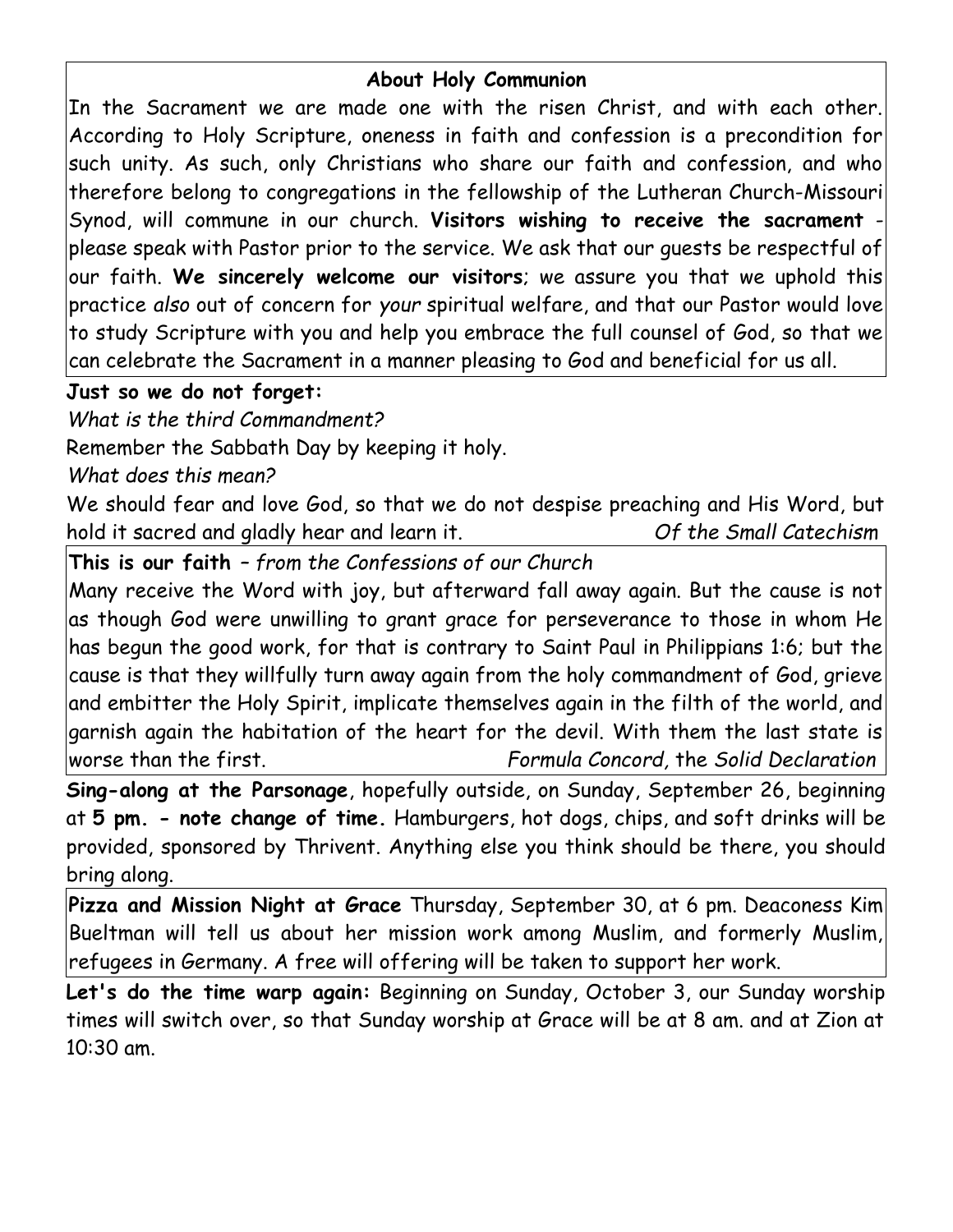## About Holy Communion

In the Sacrament we are made one with the risen Christ, and with each other. According to Holy Scripture, oneness in faith and confession is a precondition for such unity. As such, only Christians who share our faith and confession, and who therefore belong to congregations in the fellowship of the Lutheran Church-Missouri Synod, will commune in our church. **Visitors wishing to receive the sacrament** - please speak with Pastor prior to the service. We ask that our guests be respectful of our faith. **We sincerely welcome our visitors**; we assure you that we uphold this practice *also* out of concern for *your* spiritual welfare, and that our Pastor would love to study Scripture with you and help you embrace the full counsel of God, so that we can celebrate the Sacrament in a manner pleasing to God and beneficial for us all.

**Just so we do not forget:**

*What is the third Commandment?*

Remember the Sabbath Day by keeping it holy.

*What does this mean?*

We should fear and love God, so that we do not despise preaching and His Word, but hold it sacred and gladly hear and learn it. *Of the Small Catechism*

**This is our faith** – *from the Confessions of our Church*

Many receive the Word with joy, but afterward fall away again. But the cause is not as though God were unwilling to grant grace for perseverance to those in whom He has begun the good work, for that is contrary to Saint Paul in Philippians 1:6; but the cause is that they willfully turn away again from the holy commandment of God, grieve and embitter the Holy Spirit, implicate themselves again in the filth of the world, and garnish again the habitation of the heart for the devil. With them the last state is worse than the first. *Formula Concord*, the *Solid Declaration*

**Sing-along at the Parsonage**, hopefully outside, on Sunday, September 26, beginning at **5 pm. - note change of time.** Hamburgers, hot dogs, chips, and soft drinks will be provided, sponsored by Thrivent. Anything else you think should be there, you should bring along.

**Pizza and Mission Night at Grace** Thursday, September 30, at 6 pm. Deaconess Kim Bueltman will tell us about her mission work among Muslim, and formerly Muslim, refugees in Germany. A free will offering will be taken to support her work.

**Let's do the time warp again:** Beginning on Sunday, October 3, our Sunday worship times will switch over, so that Sunday worship at Grace will be at 8 am. and at Zion at 10:30 am.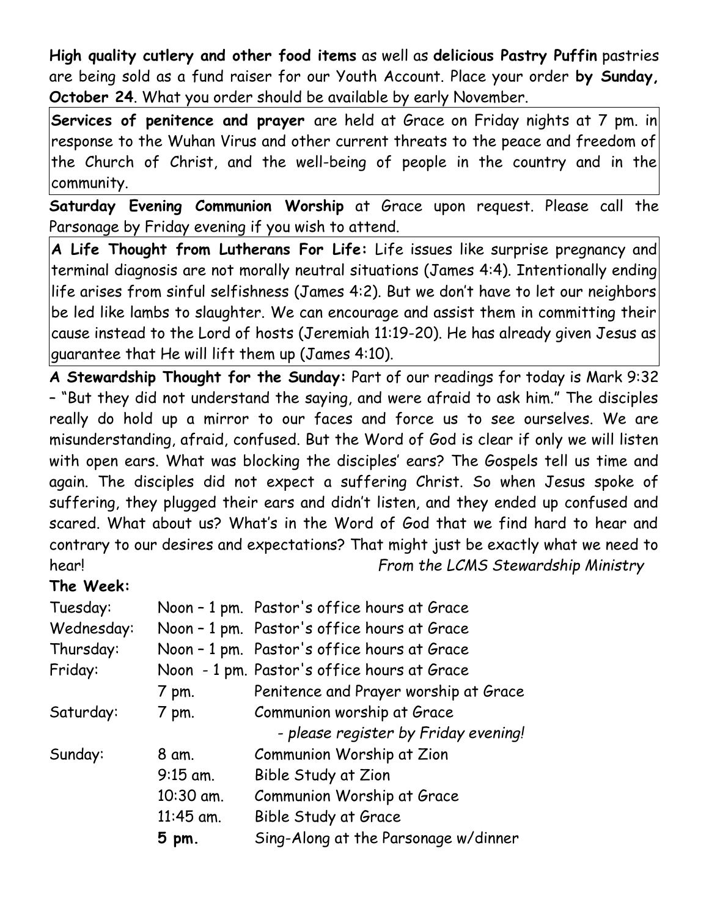**High quality cutlery and other food items** as well as **delicious Pastry Puffin** pastries are being sold as a fund raiser for our Youth Account. Place your order **by Sunday, October 24**. What you order should be available by early November.

**Services of penitence and prayer** are held at Grace on Friday nights at 7 pm. in response to the Wuhan Virus and other current threats to the peace and freedom of the Church of Christ, and the well-being of people in the country and in the community.

**Saturday Evening Communion Worship** at Grace upon request. Please call the Parsonage by Friday evening if you wish to attend.

**A Life Thought from Lutherans For Life:** Life issues like surprise pregnancy and terminal diagnosis are not morally neutral situations (James 4:4). Intentionally ending life arises from sinful selfishness (James 4:2). But we don't have to let our neighbors be led like lambs to slaughter. We can encourage and assist them in committing their cause instead to the Lord of hosts (Jeremiah 11:19-20). He has already given Jesus as guarantee that He will lift them up (James 4:10).

**A Stewardship Thought for the Sunday:** Part of our readings for today is Mark 9:32 – "But they did not understand the saying, and were afraid to ask him." The disciples really do hold up a mirror to our faces and force us to see ourselves. We are misunderstanding, afraid, confused. But the Word of God is clear if only we will listen with open ears. What was blocking the disciples' ears? The Gospels tell us time and again. The disciples did not expect a suffering Christ. So when Jesus spoke of suffering, they plugged their ears and didn't listen, and they ended up confused and scared. What about us? What's in the Word of God that we find hard to hear and contrary to our desires and expectations? That might just be exactly what we need to hear! *From the LCMS Stewardship Ministry*

**The Week:**

| | | |
|---|---|---|
| Tuesday: | Noon – 1 pm. | Pastor's office hours at Grace |
| Wednesday: | Noon – 1 pm. | Pastor's office hours at Grace |
| Thursday: | Noon – 1 pm. | Pastor's office hours at Grace |
| Friday: | Noon - 1 pm. | Pastor's office hours at Grace |
| | 7 pm. | Penitence and Prayer worship at Grace |
| Saturday: | 7 pm. | Communion worship at Grace<br>*- please register by Friday evening!* |
| Sunday: | 8 am. | Communion Worship at Zion |
| | 9:15 am. | Bible Study at Zion |
| | 10:30 am. | Communion Worship at Grace |
| | 11:45 am. | Bible Study at Grace |
| | **5 pm.** | Sing-Along at the Parsonage w/dinner |